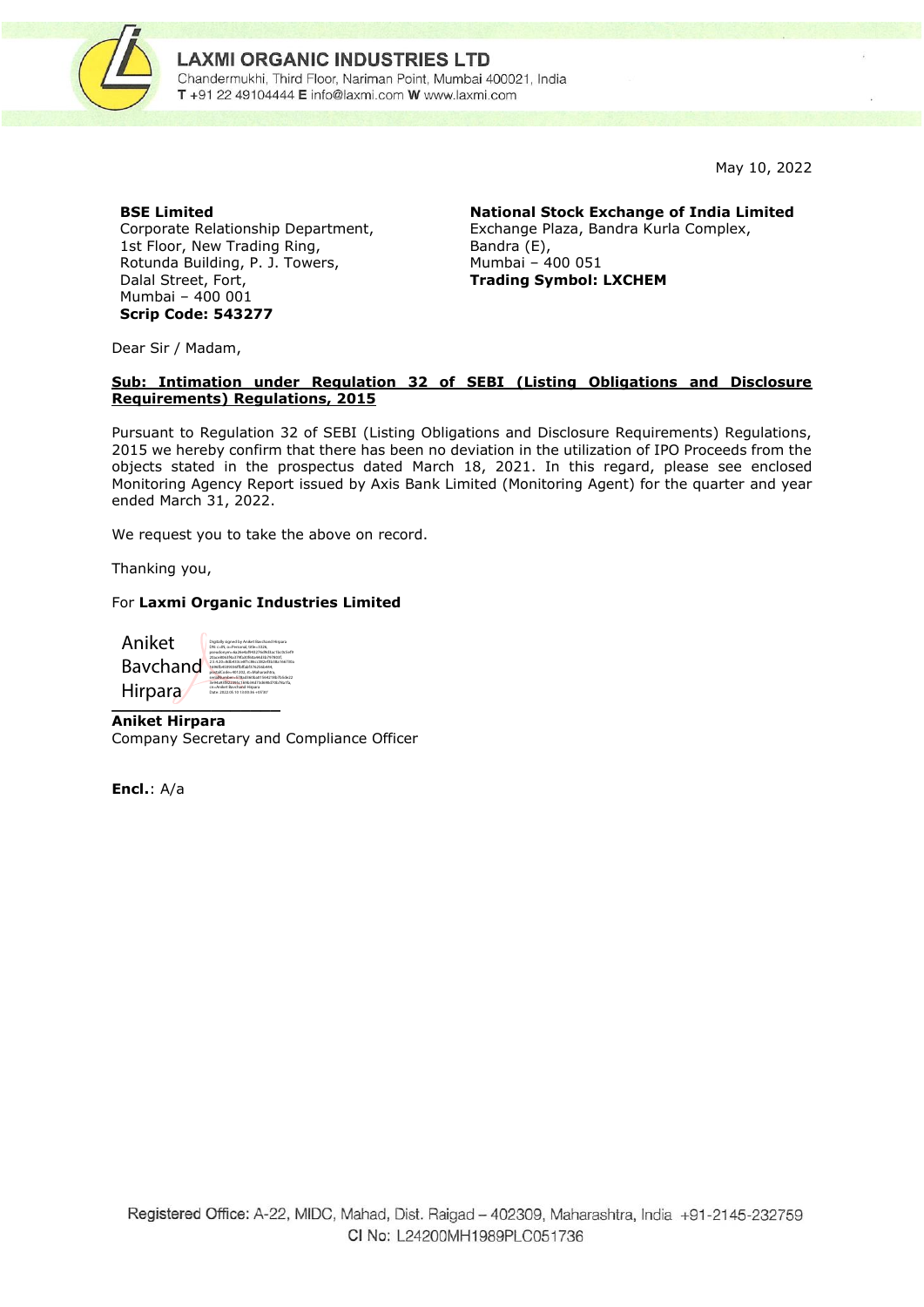**LAXMI ORGANIC INDUSTRIES LTD**
Chandermukhi, Third Floor, Nariman Point, Mumbai 400021, India
**T** +91 22 49104444 **E** info@laxmi.com **W** www.laxmi.com

May 10, 2022

**BSE Limited**
Corporate Relationship Department,
1st Floor, New Trading Ring,
Rotunda Building, P. J. Towers,
Dalal Street, Fort,
Mumbai – 400 001
**Scrip Code: 543277**

**National Stock Exchange of India Limited**
Exchange Plaza, Bandra Kurla Complex,
Bandra (E),
Mumbai – 400 051
**Trading Symbol: LXCHEM**

Dear Sir / Madam,

**Sub: Intimation under Regulation 32 of SEBI (Listing Obligations and Disclosure Requirements) Regulations, 2015**

Pursuant to Regulation 32 of SEBI (Listing Obligations and Disclosure Requirements) Regulations, 2015 we hereby confirm that there has been no deviation in the utilization of IPO Proceeds from the objects stated in the prospectus dated March 18, 2021. In this regard, please see enclosed Monitoring Agency Report issued by Axis Bank Limited (Monitoring Agent) for the quarter and year ended March 31, 2022.

We request you to take the above on record.

Thanking you,

For **Laxmi Organic Industries Limited**

Aniket Bavchand Hirpara

**Aniket Hirpara**
Company Secretary and Compliance Officer

**Encl.**: A/a

Registered Office: A-22, MIDC, Mahad, Dist. Raigad – 402309, Maharashtra, India +91-2145-232759
CI No: L24200MH1989PLC051736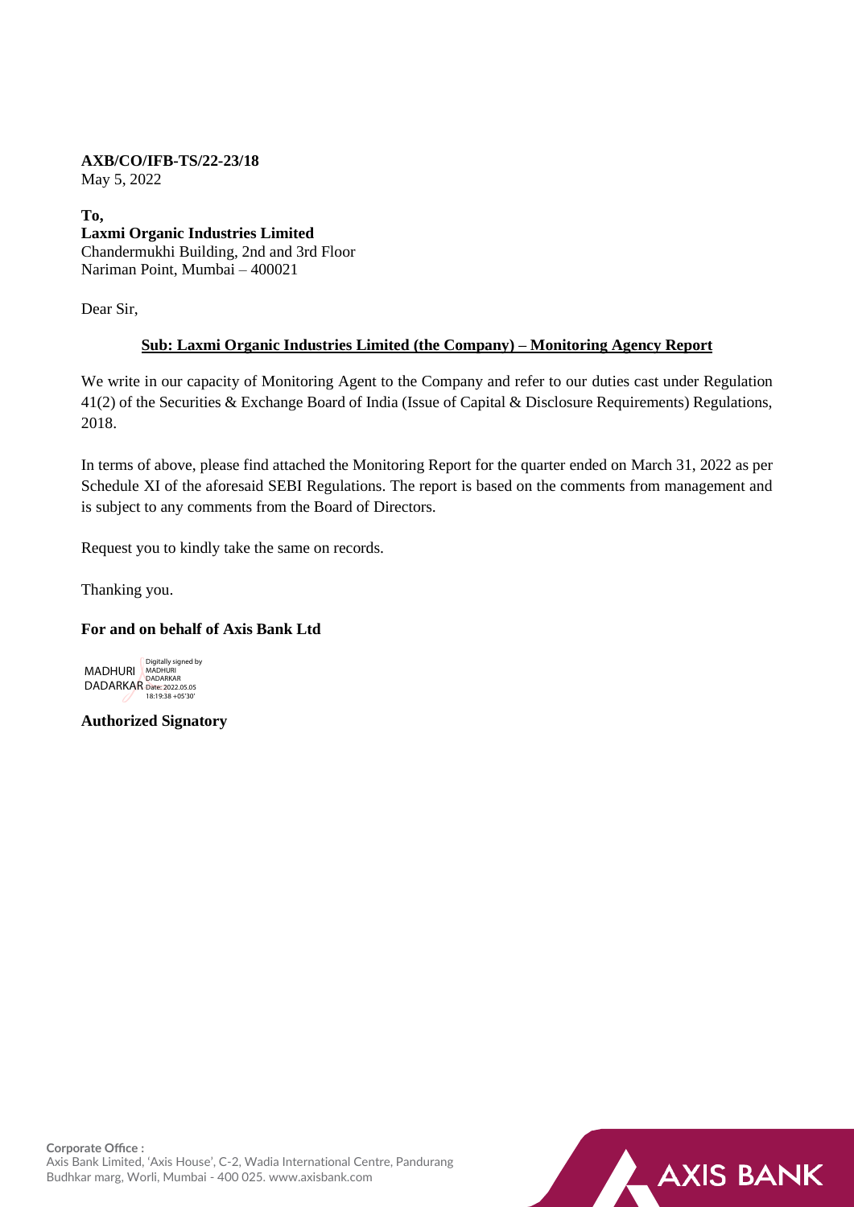**AXB/CO/IFB-TS/22-23/18**
May 5, 2022

**To,**
**Laxmi Organic Industries Limited**
Chandermukhi Building, 2nd and 3rd Floor
Nariman Point, Mumbai – 400021

Dear Sir,

**Sub: Laxmi Organic Industries Limited (the Company) – Monitoring Agency Report**

We write in our capacity of Monitoring Agent to the Company and refer to our duties cast under Regulation 41(2) of the Securities & Exchange Board of India (Issue of Capital & Disclosure Requirements) Regulations, 2018.

In terms of above, please find attached the Monitoring Report for the quarter ended on March 31, 2022 as per Schedule XI of the aforesaid SEBI Regulations. The report is based on the comments from management and is subject to any comments from the Board of Directors.

Request you to kindly take the same on records.

Thanking you.

**For and on behalf of Axis Bank Ltd**

MADHURI DADARKAR
Digitally signed by MADHURI DADARKAR
Date: 2022.05.05 18:19:38 +05'30'

**Authorized Signatory**

**Corporate Office :**
Axis Bank Limited, 'Axis House', C-2, Wadia International Centre, Pandurang Budhkar marg, Worli, Mumbai - 400 025. www.axisbank.com

AXIS BANK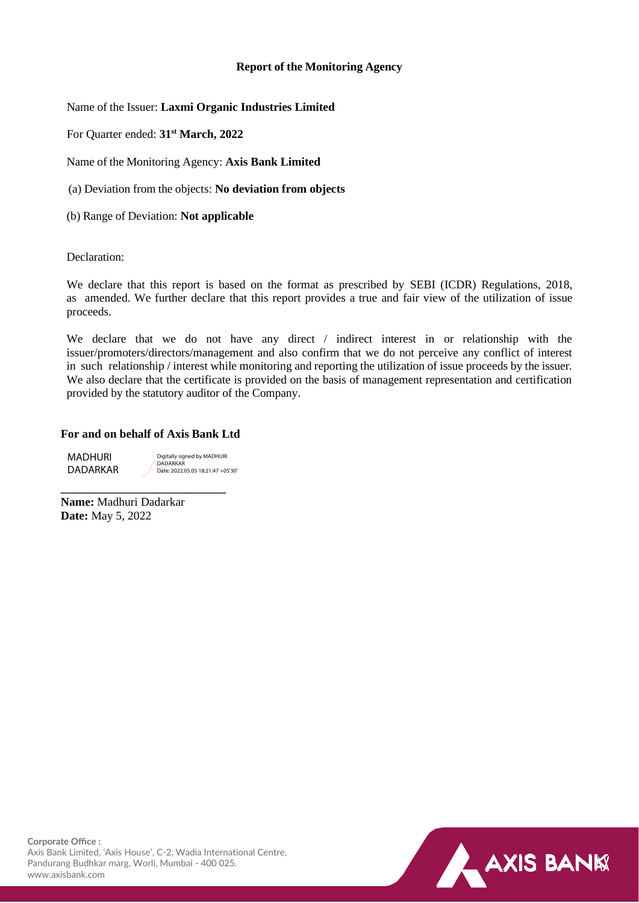## Report of the Monitoring Agency

Name of the Issuer: **Laxmi Organic Industries Limited**

For Quarter ended: **31st March, 2022**

Name of the Monitoring Agency: **Axis Bank Limited**

(a) Deviation from the objects: **No deviation from objects**

(b) Range of Deviation: **Not applicable**

Declaration:

We declare that this report is based on the format as prescribed by SEBI (ICDR) Regulations, 2018, as amended. We further declare that this report provides a true and fair view of the utilization of issue proceeds.

We declare that we do not have any direct / indirect interest in or relationship with the issuer/promoters/directors/management and also confirm that we do not perceive any conflict of interest in such relationship / interest while monitoring and reporting the utilization of issue proceeds by the issuer. We also declare that the certificate is provided on the basis of management representation and certification provided by the statutory auditor of the Company.

**For and on behalf of Axis Bank Ltd**

MADHURI DADARKAR — Digitally signed by MADHURI DADARKAR Date: 2022.05.05 18:21:47 +05'30'

**Name:** Madhuri Dadarkar
**Date:** May 5, 2022

**Corporate Office :**
Axis Bank Limited, 'Axis House', C-2, Wadia International Centre, Pandurang Budhkar marg, Worli, Mumbai - 400 025.
www.axisbank.com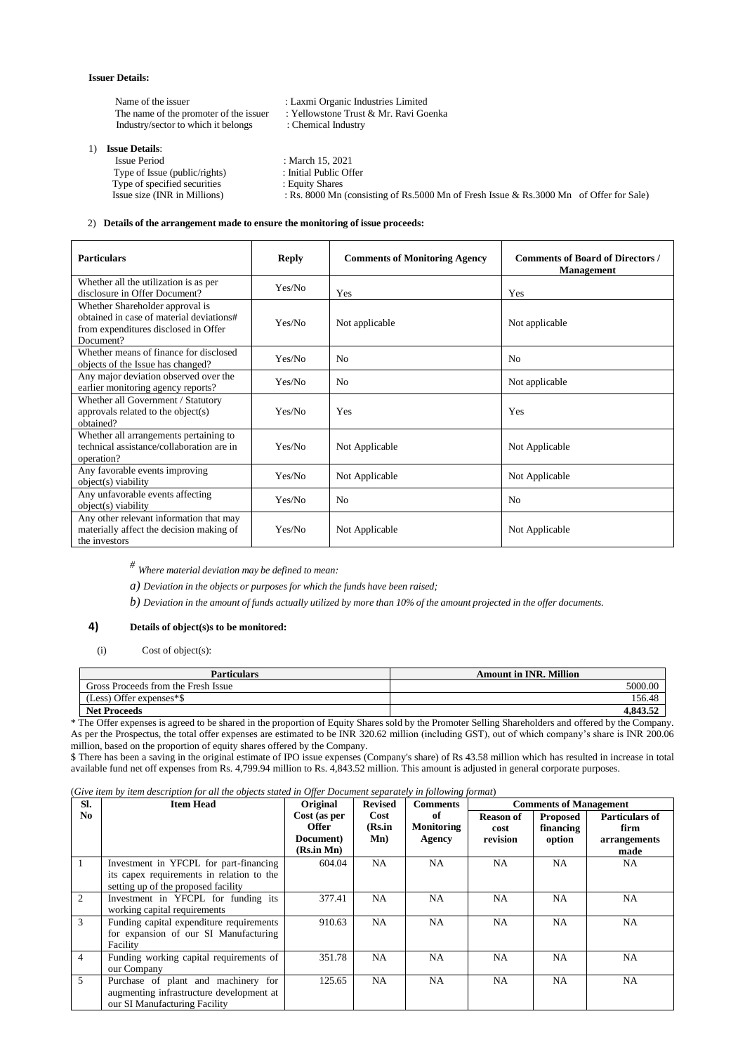**Issuer Details:**

| | |
|---|---|
| Name of the issuer | : Laxmi Organic Industries Limited |
| The name of the promoter of the issuer | : Yellowstone Trust & Mr. Ravi Goenka |
| Industry/sector to which it belongs | : Chemical Industry |

1) **Issue Details**:

| | |
|---|---|
| Issue Period | : March 15, 2021 |
| Type of Issue (public/rights) | : Initial Public Offer |
| Type of specified securities | : Equity Shares |
| Issue size (INR in Millions) | : Rs. 8000 Mn (consisting of Rs.5000 Mn of Fresh Issue & Rs.3000 Mn of Offer for Sale) |

2) **Details of the arrangement made to ensure the monitoring of issue proceeds:**

| Particulars | Reply | Comments of Monitoring Agency | Comments of Board of Directors / Management |
|---|---|---|---|
| Whether all the utilization is as per disclosure in Offer Document? | Yes/No | Yes | Yes |
| Whether Shareholder approval is obtained in case of material deviations# from expenditures disclosed in Offer Document? | Yes/No | Not applicable | Not applicable |
| Whether means of finance for disclosed objects of the Issue has changed? | Yes/No | No | No |
| Any major deviation observed over the earlier monitoring agency reports? | Yes/No | No | Not applicable |
| Whether all Government / Statutory approvals related to the object(s) obtained? | Yes/No | Yes | Yes |
| Whether all arrangements pertaining to technical assistance/collaboration are in operation? | Yes/No | Not Applicable | Not Applicable |
| Any favorable events improving object(s) viability | Yes/No | Not Applicable | Not Applicable |
| Any unfavorable events affecting object(s) viability | Yes/No | No | No |
| Any other relevant information that may materially affect the decision making of the investors | Yes/No | Not Applicable | Not Applicable |

*# Where material deviation may be defined to mean:*

*a) Deviation in the objects or purposes for which the funds have been raised;*

*b) Deviation in the amount of funds actually utilized by more than 10% of the amount projected in the offer documents.*

### 4) Details of object(s)s to be monitored:

(i) Cost of object(s):

| Particulars | Amount in INR. Million |
|---|---|
| Gross Proceeds from the Fresh Issue | 5000.00 |
| (Less) Offer expenses*$ | 156.48 |
| **Net Proceeds** | **4,843.52** |

* The Offer expenses is agreed to be shared in the proportion of Equity Shares sold by the Promoter Selling Shareholders and offered by the Company. As per the Prospectus, the total offer expenses are estimated to be INR 320.62 million (including GST), out of which company's share is INR 200.06 million, based on the proportion of equity shares offered by the Company.

$ There has been a saving in the original estimate of IPO issue expenses (Company's share) of Rs 43.58 million which has resulted in increase in total available fund net off expenses from Rs. 4,799.94 million to Rs. 4,843.52 million. This amount is adjusted in general corporate purposes.

(*Give item by item description for all the objects stated in Offer Document separately in following format*)

| Sl. No | Item Head | Original Cost (as per Offer Document) (Rs.in Mn) | Revised Cost (Rs.in Mn) | Comments of Monitoring Agency | Comments of Management | | |
|---|---|---|---|---|---|---|---|
| | | | | | Reason of cost revision | Proposed financing option | Particulars of firm arrangements made |
| 1 | Investment in YFCPL for part-financing its capex requirements in relation to the setting up of the proposed facility | 604.04 | NA | NA | NA | NA | NA |
| 2 | Investment in YFCPL for funding its working capital requirements | 377.41 | NA | NA | NA | NA | NA |
| 3 | Funding capital expenditure requirements for expansion of our SI Manufacturing Facility | 910.63 | NA | NA | NA | NA | NA |
| 4 | Funding working capital requirements of our Company | 351.78 | NA | NA | NA | NA | NA |
| 5 | Purchase of plant and machinery for augmenting infrastructure development at our SI Manufacturing Facility | 125.65 | NA | NA | NA | NA | NA |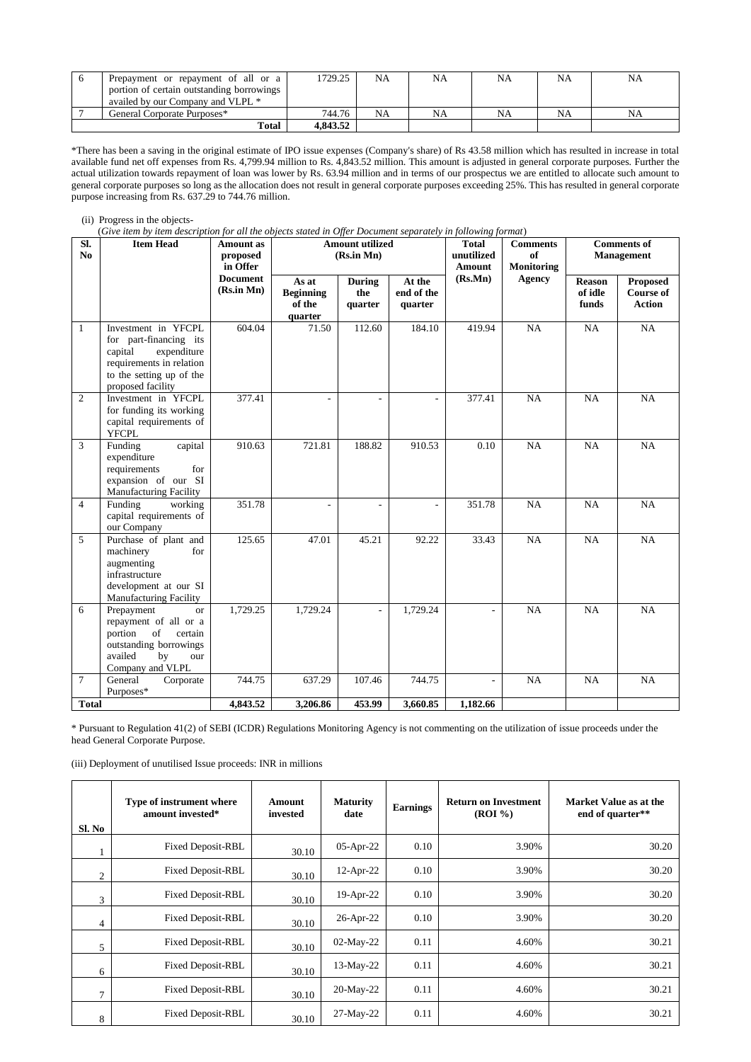| | | | | | | | |
|---|---|---|---|---|---|---|---|
| 6 | Prepayment or repayment of all or a portion of certain outstanding borrowings availed by our Company and VLPL * | 1729.25 | NA | NA | NA | NA | NA |
| 7 | General Corporate Purposes* | 744.76 | NA | NA | NA | NA | NA |
| | **Total** | **4,843.52** | | | | | |

*There has been a saving in the original estimate of IPO issue expenses (Company's share) of Rs 43.58 million which has resulted in increase in total available fund net off expenses from Rs. 4,799.94 million to Rs. 4,843.52 million. This amount is adjusted in general corporate purposes. Further the actual utilization towards repayment of loan was lower by Rs. 63.94 million and in terms of our prospectus we are entitled to allocate such amount to general corporate purposes so long as the allocation does not result in general corporate purposes exceeding 25%. This has resulted in general corporate purpose increasing from Rs. 637.29 to 744.76 million.

(ii) Progress in the objects-

(*Give item by item description for all the objects stated in Offer Document separately in following format*)

| Sl. No | Item Head | Amount as proposed in Offer Document (Rs.in Mn) | Amount utilized (Rs.in Mn) | | | Total unutilized Amount (Rs.Mn) | Comments of Monitoring Agency | Comments of Management | |
|---|---|---|---|---|---|---|---|---|---|
| | | | As at Beginning of the quarter | During the quarter | At the end of the quarter | | | Reason of idle funds | Proposed Course of Action |
| 1 | Investment in YFCPL for part-financing its capital expenditure requirements in relation to the setting up of the proposed facility | 604.04 | 71.50 | 112.60 | 184.10 | 419.94 | NA | NA | NA |
| 2 | Investment in YFCPL for funding its working capital requirements of YFCPL | 377.41 | - | - | - | 377.41 | NA | NA | NA |
| 3 | Funding capital expenditure requirements for expansion of our SI Manufacturing Facility | 910.63 | 721.81 | 188.82 | 910.53 | 0.10 | NA | NA | NA |
| 4 | Funding working capital requirements of our Company | 351.78 | - | - | - | 351.78 | NA | NA | NA |
| 5 | Purchase of plant and machinery for augmenting infrastructure development at our SI Manufacturing Facility | 125.65 | 47.01 | 45.21 | 92.22 | 33.43 | NA | NA | NA |
| 6 | Prepayment or repayment of all or a portion of certain outstanding borrowings availed by our Company and VLPL | 1,729.25 | 1,729.24 | - | 1,729.24 | - | NA | NA | NA |
| 7 | General Corporate Purposes* | 744.75 | 637.29 | 107.46 | 744.75 | - | NA | NA | NA |
| **Total** | | **4,843.52** | **3,206.86** | **453.99** | **3,660.85** | **1,182.66** | | | |

\* Pursuant to Regulation 41(2) of SEBI (ICDR) Regulations Monitoring Agency is not commenting on the utilization of issue proceeds under the head General Corporate Purpose.

(iii) Deployment of unutilised Issue proceeds: INR in millions

| Sl. No | Type of instrument where amount invested* | Amount invested | Maturity date | Earnings | Return on Investment (ROI %) | Market Value as at the end of quarter** |
|---|---|---|---|---|---|---|
| 1 | Fixed Deposit-RBL | 30.10 | 05-Apr-22 | 0.10 | 3.90% | 30.20 |
| 2 | Fixed Deposit-RBL | 30.10 | 12-Apr-22 | 0.10 | 3.90% | 30.20 |
| 3 | Fixed Deposit-RBL | 30.10 | 19-Apr-22 | 0.10 | 3.90% | 30.20 |
| 4 | Fixed Deposit-RBL | 30.10 | 26-Apr-22 | 0.10 | 3.90% | 30.20 |
| 5 | Fixed Deposit-RBL | 30.10 | 02-May-22 | 0.11 | 4.60% | 30.21 |
| 6 | Fixed Deposit-RBL | 30.10 | 13-May-22 | 0.11 | 4.60% | 30.21 |
| 7 | Fixed Deposit-RBL | 30.10 | 20-May-22 | 0.11 | 4.60% | 30.21 |
| 8 | Fixed Deposit-RBL | 30.10 | 27-May-22 | 0.11 | 4.60% | 30.21 |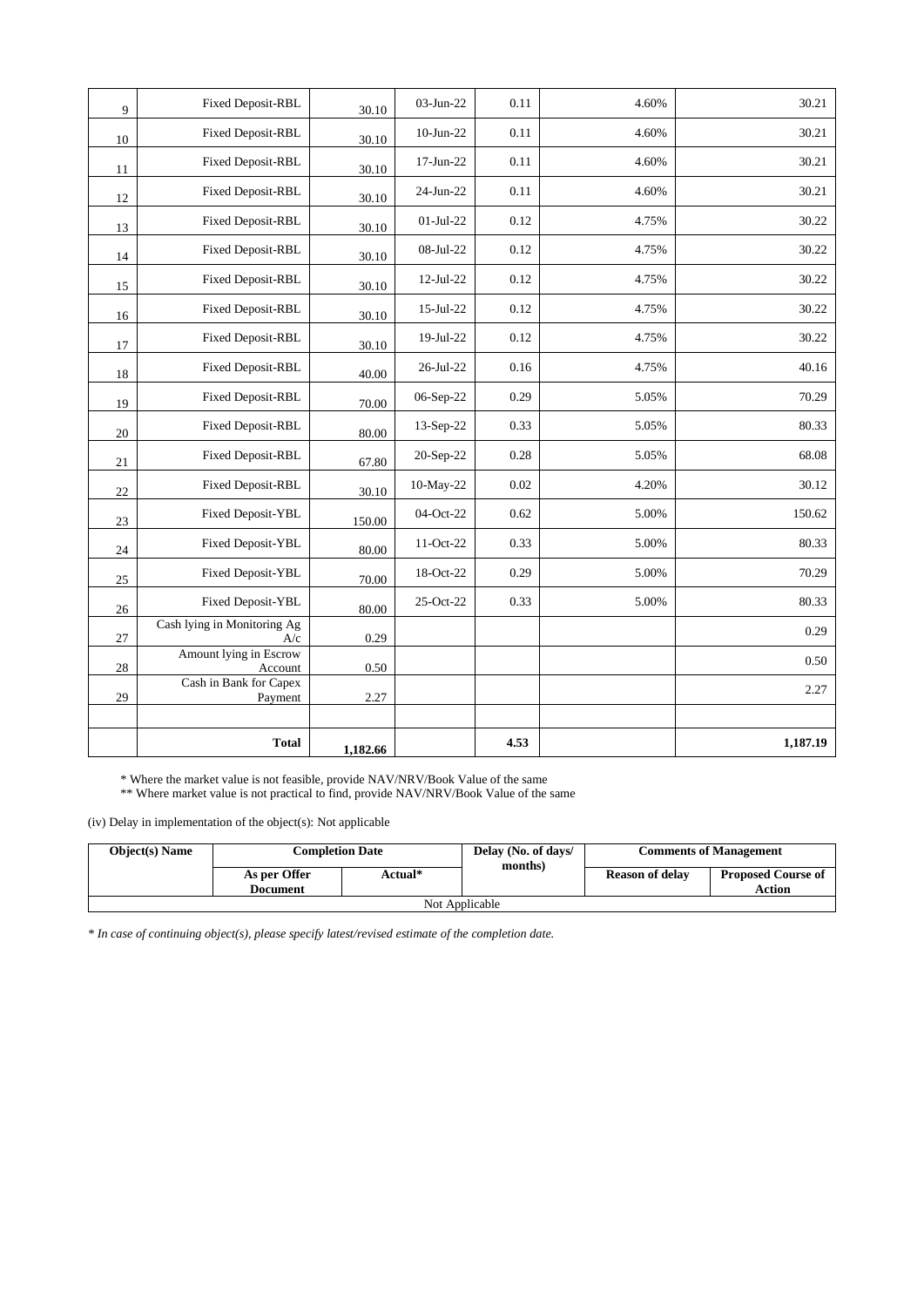| | | | | | | |
|---|---|---|---|---|---|---|
| 9 | Fixed Deposit-RBL | 30.10 | 03-Jun-22 | 0.11 | 4.60% | 30.21 |
| 10 | Fixed Deposit-RBL | 30.10 | 10-Jun-22 | 0.11 | 4.60% | 30.21 |
| 11 | Fixed Deposit-RBL | 30.10 | 17-Jun-22 | 0.11 | 4.60% | 30.21 |
| 12 | Fixed Deposit-RBL | 30.10 | 24-Jun-22 | 0.11 | 4.60% | 30.21 |
| 13 | Fixed Deposit-RBL | 30.10 | 01-Jul-22 | 0.12 | 4.75% | 30.22 |
| 14 | Fixed Deposit-RBL | 30.10 | 08-Jul-22 | 0.12 | 4.75% | 30.22 |
| 15 | Fixed Deposit-RBL | 30.10 | 12-Jul-22 | 0.12 | 4.75% | 30.22 |
| 16 | Fixed Deposit-RBL | 30.10 | 15-Jul-22 | 0.12 | 4.75% | 30.22 |
| 17 | Fixed Deposit-RBL | 30.10 | 19-Jul-22 | 0.12 | 4.75% | 30.22 |
| 18 | Fixed Deposit-RBL | 40.00 | 26-Jul-22 | 0.16 | 4.75% | 40.16 |
| 19 | Fixed Deposit-RBL | 70.00 | 06-Sep-22 | 0.29 | 5.05% | 70.29 |
| 20 | Fixed Deposit-RBL | 80.00 | 13-Sep-22 | 0.33 | 5.05% | 80.33 |
| 21 | Fixed Deposit-RBL | 67.80 | 20-Sep-22 | 0.28 | 5.05% | 68.08 |
| 22 | Fixed Deposit-RBL | 30.10 | 10-May-22 | 0.02 | 4.20% | 30.12 |
| 23 | Fixed Deposit-YBL | 150.00 | 04-Oct-22 | 0.62 | 5.00% | 150.62 |
| 24 | Fixed Deposit-YBL | 80.00 | 11-Oct-22 | 0.33 | 5.00% | 80.33 |
| 25 | Fixed Deposit-YBL | 70.00 | 18-Oct-22 | 0.29 | 5.00% | 70.29 |
| 26 | Fixed Deposit-YBL | 80.00 | 25-Oct-22 | 0.33 | 5.00% | 80.33 |
| 27 | Cash lying in Monitoring Ag A/c | 0.29 | | | | 0.29 |
| 28 | Amount lying in Escrow Account | 0.50 | | | | 0.50 |
| 29 | Cash in Bank for Capex Payment | 2.27 | | | | 2.27 |
| | | | | | | |
| | **Total** | **1,182.66** | | **4.53** | | **1,187.19** |

\* Where the market value is not feasible, provide NAV/NRV/Book Value of the same
\** Where market value is not practical to find, provide NAV/NRV/Book Value of the same

(iv) Delay in implementation of the object(s): Not applicable

| **Object(s) Name** | **Completion Date** | | **Delay (No. of days/ months)** | **Comments of Management** | |
|---|---|---|---|---|---|
| | **As per Offer Document** | **Actual*** | | **Reason of delay** | **Proposed Course of Action** |
| Not Applicable | | | | | |

*\* In case of continuing object(s), please specify latest/revised estimate of the completion date.*